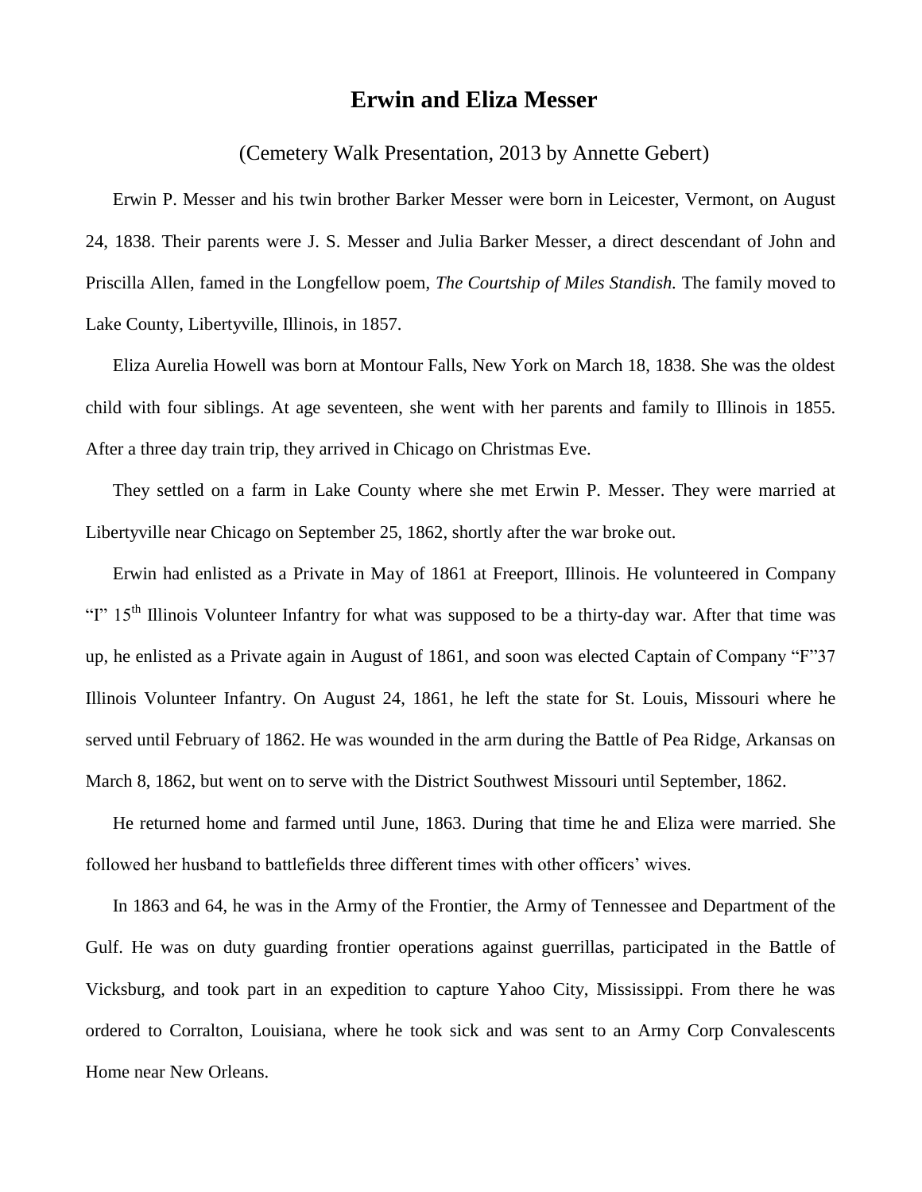# Erwin and Eliza Messer

(Cemetery Walk Presentation, 2013 by Annette Gebert)

Erwin P. Messer and his twin brother Barker Messer were born in Leicester, Vermont, on August 24, 1838. Their parents were J. S. Messer and Julia Barker Messer, a direct descendant of John and Priscilla Allen, famed in the Longfellow poem, *The Courtship of Miles Standish.* The family moved to Lake County, Libertyville, Illinois, in 1857.

Eliza Aurelia Howell was born at Montour Falls, New York on March 18, 1838. She was the oldest child with four siblings. At age seventeen, she went with her parents and family to Illinois in 1855. After a three day train trip, they arrived in Chicago on Christmas Eve.

They settled on a farm in Lake County where she met Erwin P. Messer. They were married at Libertyville near Chicago on September 25, 1862, shortly after the war broke out.

Erwin had enlisted as a Private in May of 1861 at Freeport, Illinois. He volunteered in Company "I" 15th Illinois Volunteer Infantry for what was supposed to be a thirty-day war. After that time was up, he enlisted as a Private again in August of 1861, and soon was elected Captain of Company "F"37 Illinois Volunteer Infantry. On August 24, 1861, he left the state for St. Louis, Missouri where he served until February of 1862. He was wounded in the arm during the Battle of Pea Ridge, Arkansas on March 8, 1862, but went on to serve with the District Southwest Missouri until September, 1862.

He returned home and farmed until June, 1863. During that time he and Eliza were married. She followed her husband to battlefields three different times with other officers' wives.

In 1863 and 64, he was in the Army of the Frontier, the Army of Tennessee and Department of the Gulf. He was on duty guarding frontier operations against guerrillas, participated in the Battle of Vicksburg, and took part in an expedition to capture Yahoo City, Mississippi. From there he was ordered to Corralton, Louisiana, where he took sick and was sent to an Army Corp Convalescents Home near New Orleans.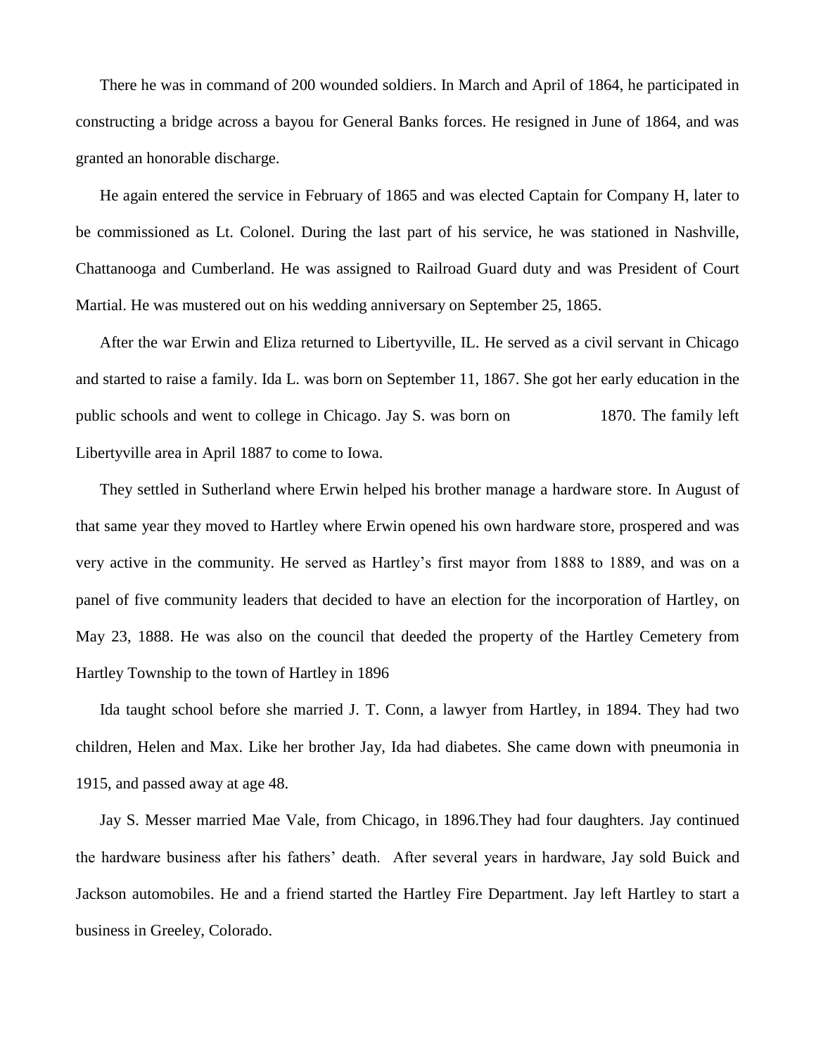There he was in command of 200 wounded soldiers. In March and April of 1864, he participated in constructing a bridge across a bayou for General Banks forces. He resigned in June of 1864, and was granted an honorable discharge.

He again entered the service in February of 1865 and was elected Captain for Company H, later to be commissioned as Lt. Colonel. During the last part of his service, he was stationed in Nashville, Chattanooga and Cumberland. He was assigned to Railroad Guard duty and was President of Court Martial. He was mustered out on his wedding anniversary on September 25, 1865.

After the war Erwin and Eliza returned to Libertyville, IL. He served as a civil servant in Chicago and started to raise a family. Ida L. was born on September 11, 1867. She got her early education in the public schools and went to college in Chicago. Jay S. was born on                1870. The family left Libertyville area in April 1887 to come to Iowa.

They settled in Sutherland where Erwin helped his brother manage a hardware store. In August of that same year they moved to Hartley where Erwin opened his own hardware store, prospered and was very active in the community. He served as Hartley's first mayor from 1888 to 1889, and was on a panel of five community leaders that decided to have an election for the incorporation of Hartley, on May 23, 1888. He was also on the council that deeded the property of the Hartley Cemetery from Hartley Township to the town of Hartley in 1896

Ida taught school before she married J. T. Conn, a lawyer from Hartley, in 1894. They had two children, Helen and Max. Like her brother Jay, Ida had diabetes. She came down with pneumonia in 1915, and passed away at age 48.

Jay S. Messer married Mae Vale, from Chicago, in 1896.They had four daughters. Jay continued the hardware business after his fathers' death. After several years in hardware, Jay sold Buick and Jackson automobiles. He and a friend started the Hartley Fire Department. Jay left Hartley to start a business in Greeley, Colorado.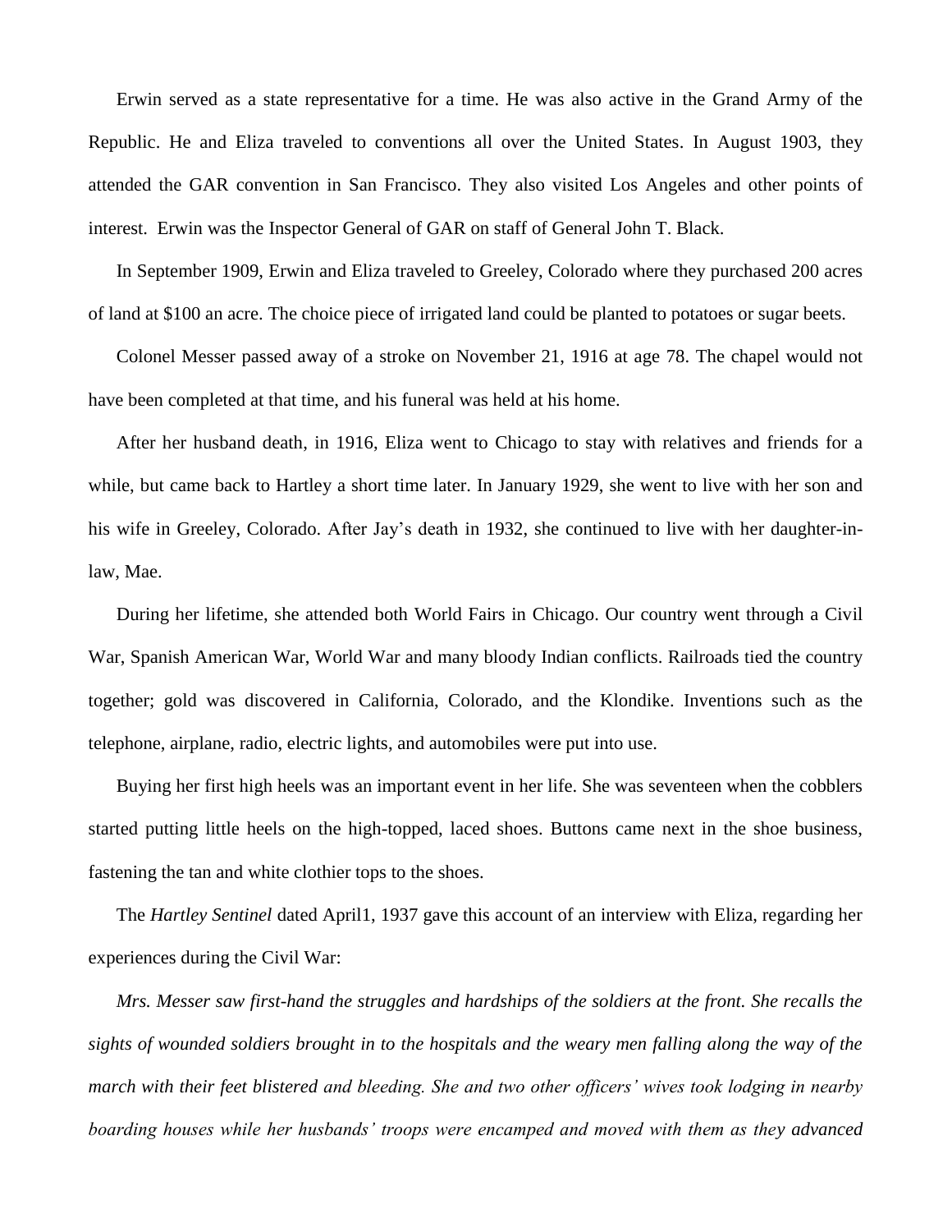Erwin served as a state representative for a time. He was also active in the Grand Army of the Republic. He and Eliza traveled to conventions all over the United States. In August 1903, they attended the GAR convention in San Francisco. They also visited Los Angeles and other points of interest. Erwin was the Inspector General of GAR on staff of General John T. Black.

In September 1909, Erwin and Eliza traveled to Greeley, Colorado where they purchased 200 acres of land at $100 an acre. The choice piece of irrigated land could be planted to potatoes or sugar beets.

Colonel Messer passed away of a stroke on November 21, 1916 at age 78. The chapel would not have been completed at that time, and his funeral was held at his home.

After her husband death, in 1916, Eliza went to Chicago to stay with relatives and friends for a while, but came back to Hartley a short time later. In January 1929, she went to live with her son and his wife in Greeley, Colorado. After Jay's death in 1932, she continued to live with her daughter-in-law, Mae.

During her lifetime, she attended both World Fairs in Chicago. Our country went through a Civil War, Spanish American War, World War and many bloody Indian conflicts. Railroads tied the country together; gold was discovered in California, Colorado, and the Klondike. Inventions such as the telephone, airplane, radio, electric lights, and automobiles were put into use.

Buying her first high heels was an important event in her life. She was seventeen when the cobblers started putting little heels on the high-topped, laced shoes. Buttons came next in the shoe business, fastening the tan and white clothier tops to the shoes.

The *Hartley Sentinel* dated April1, 1937 gave this account of an interview with Eliza, regarding her experiences during the Civil War:

*Mrs. Messer saw first-hand the struggles and hardships of the soldiers at the front. She recalls the sights of wounded soldiers brought in to the hospitals and the weary men falling along the way of the march with their feet blistered and bleeding. She and two other officers' wives took lodging in nearby boarding houses while her husbands' troops were encamped and moved with them as they advanced*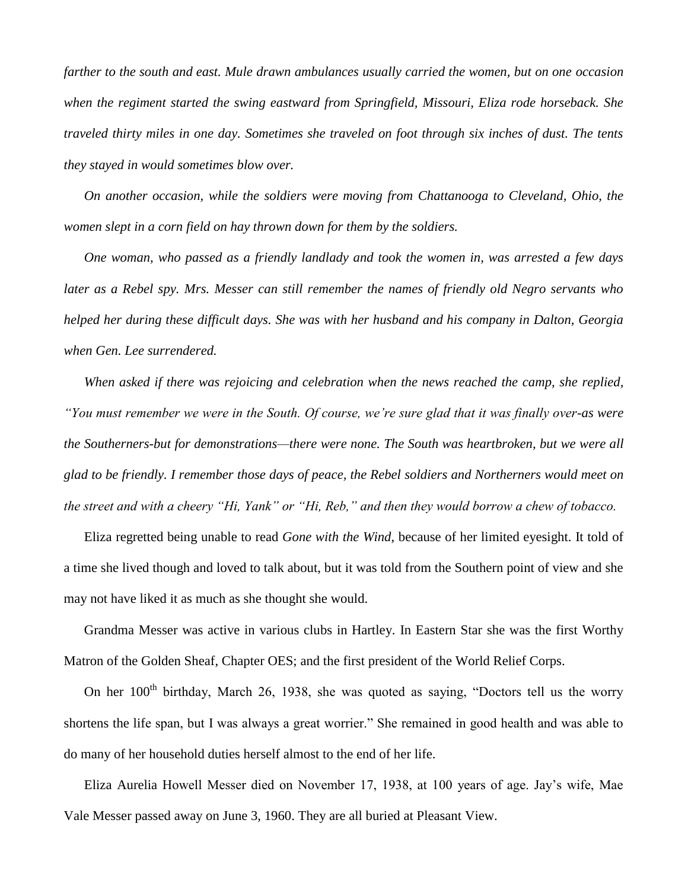*farther to the south and east. Mule drawn ambulances usually carried the women, but on one occasion when the regiment started the swing eastward from Springfield, Missouri, Eliza rode horseback. She traveled thirty miles in one day. Sometimes she traveled on foot through six inches of dust. The tents they stayed in would sometimes blow over.*

*On another occasion, while the soldiers were moving from Chattanooga to Cleveland, Ohio, the women slept in a corn field on hay thrown down for them by the soldiers.*

*One woman, who passed as a friendly landlady and took the women in, was arrested a few days later as a Rebel spy. Mrs. Messer can still remember the names of friendly old Negro servants who helped her during these difficult days. She was with her husband and his company in Dalton, Georgia when Gen. Lee surrendered.*

*When asked if there was rejoicing and celebration when the news reached the camp, she replied, "You must remember we were in the South. Of course, we're sure glad that it was finally over-as were the Southerners-but for demonstrations—there were none. The South was heartbroken, but we were all glad to be friendly. I remember those days of peace, the Rebel soldiers and Northerners would meet on the street and with a cheery "Hi, Yank" or "Hi, Reb," and then they would borrow a chew of tobacco.*

Eliza regretted being unable to read *Gone with the Wind*, because of her limited eyesight. It told of a time she lived though and loved to talk about, but it was told from the Southern point of view and she may not have liked it as much as she thought she would.

Grandma Messer was active in various clubs in Hartley. In Eastern Star she was the first Worthy Matron of the Golden Sheaf, Chapter OES; and the first president of the World Relief Corps.

On her 100th birthday, March 26, 1938, she was quoted as saying, "Doctors tell us the worry shortens the life span, but I was always a great worrier." She remained in good health and was able to do many of her household duties herself almost to the end of her life.

Eliza Aurelia Howell Messer died on November 17, 1938, at 100 years of age. Jay's wife, Mae Vale Messer passed away on June 3, 1960. They are all buried at Pleasant View.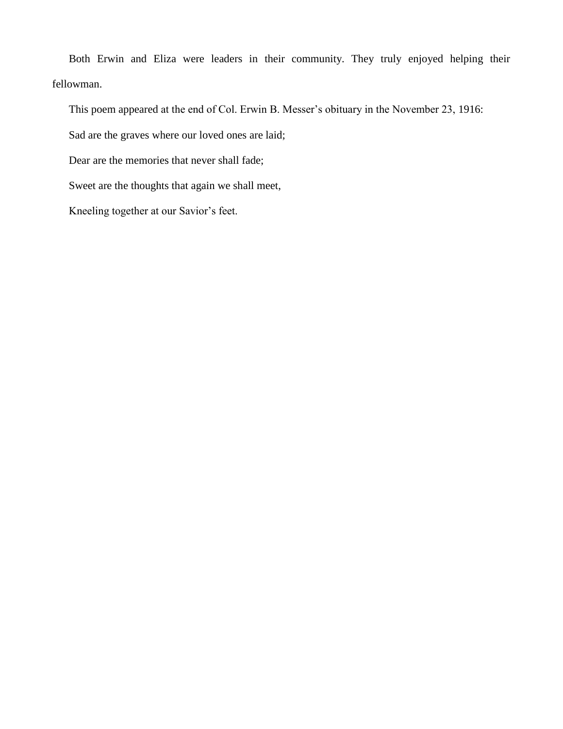Both Erwin and Eliza were leaders in their community. They truly enjoyed helping their fellowman.

This poem appeared at the end of Col. Erwin B. Messer's obituary in the November 23, 1916:

Sad are the graves where our loved ones are laid;

Dear are the memories that never shall fade;

Sweet are the thoughts that again we shall meet,

Kneeling together at our Savior's feet.